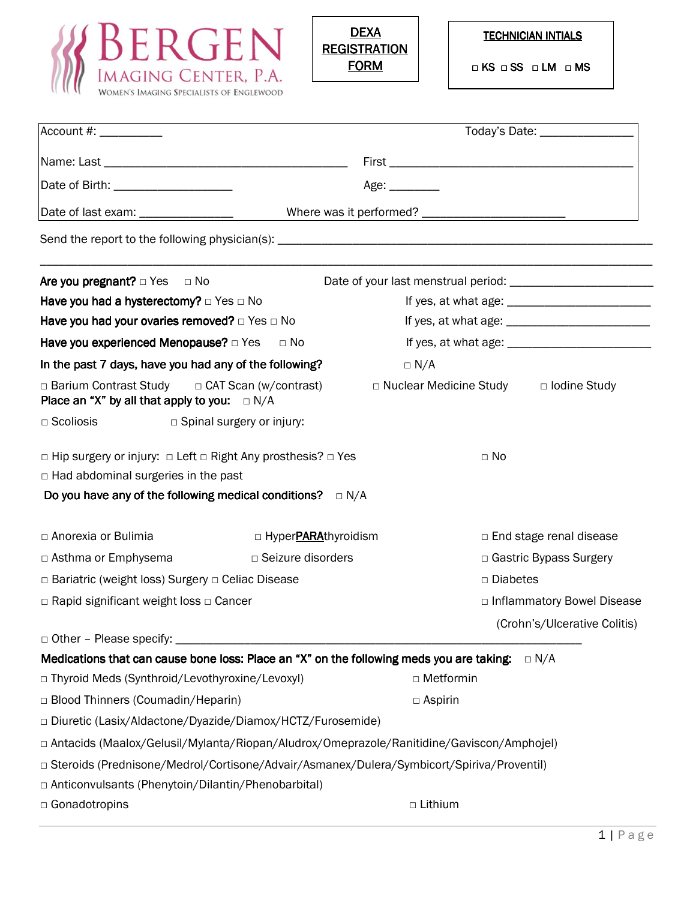**BERGEN IMAGING CENTER, P.A.**
WOMEN'S IMAGING SPECIALISTS OF ENGLEWOOD

# DEXA REGISTRATION FORM

**TECHNICIAN INTIALS**

□ KS □ SS □ LM □ MS

Account #: __________ Today's Date: ______________

Name: Last _____________________________________ First _____________________________________

Date of Birth: __________________ Age: ________

Date of last exam: ______________ Where was it performed? ______________________

Send the report to the following physician(s): ____________________________________________________________

______________________________________________________________________________________________

**Are you pregnant?** □ Yes □ No Date of your last menstrual period: ______________________

**Have you had a hysterectomy?** □ Yes □ No If yes, at what age: ______________________

**Have you had your ovaries removed?** □ Yes □ No If yes, at what age: ______________________

**Have you experienced Menopause?** □ Yes □ No If yes, at what age: ______________________

**In the past 7 days, have you had any of the following?** □ N/A

□ Barium Contrast Study □ CAT Scan (w/contrast) □ Nuclear Medicine Study □ Iodine Study

**Place an "X" by all that apply to you:** □ N/A

□ Scoliosis □ Spinal surgery or injury:

□ Hip surgery or injury: □ Left □ Right Any prosthesis? □ Yes □ No

□ Had abdominal surgeries in the past

**Do you have any of the following medical conditions?** □ N/A

□ Anorexia or Bulimia □ Hyper**PARA**thyroidism □ End stage renal disease

□ Asthma or Emphysema □ Seizure disorders □ Gastric Bypass Surgery

□ Bariatric (weight loss) Surgery □ Celiac Disease □ Diabetes

□ Rapid significant weight loss □ Cancer □ Inflammatory Bowel Disease (Crohn's/Ulcerative Colitis)

□ Other – Please specify: ____________________________________________________________

**Medications that can cause bone loss: Place an "X" on the following meds you are taking:** □ N/A

□ Thyroid Meds (Synthroid/Levothyroxine/Levoxyl) □ Metformin

□ Blood Thinners (Coumadin/Heparin) □ Aspirin

□ Diuretic (Lasix/Aldactone/Dyazide/Diamox/HCTZ/Furosemide)

□ Antacids (Maalox/Gelusil/Mylanta/Riopan/Aludrox/Omeprazole/Ranitidine/Gaviscon/Amphojel)

□ Steroids (Prednisone/Medrol/Cortisone/Advair/Asmanex/Dulera/Symbicort/Spiriva/Proventil)

□ Anticonvulsants (Phenytoin/Dilantin/Phenobarbital)

□ Gonadotropins □ Lithium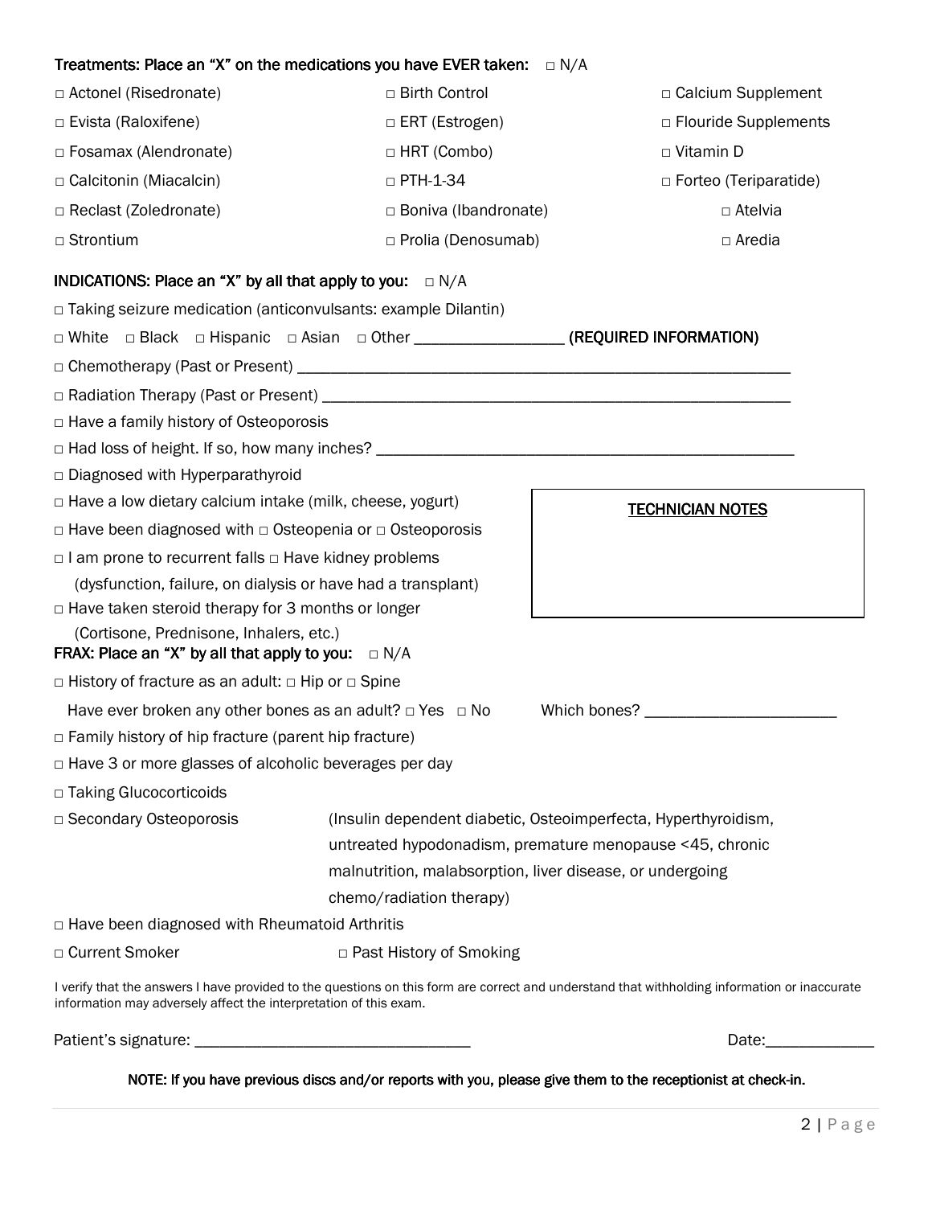**Treatments: Place an "X" on the medications you have EVER taken:** □ N/A

| | | |
|---|---|---|
| □ Actonel (Risedronate) | □ Birth Control | □ Calcium Supplement |
| □ Evista (Raloxifene) | □ ERT (Estrogen) | □ Flouride Supplements |
| □ Fosamax (Alendronate) | □ HRT (Combo) | □ Vitamin D |
| □ Calcitonin (Miacalcin) | □ PTH-1-34 | □ Forteo (Teriparatide) |
| □ Reclast (Zoledronate) | □ Boniva (Ibandronate) | □ Atelvia |
| □ Strontium | □ Prolia (Denosumab) | □ Aredia |

**INDICATIONS: Place an "X" by all that apply to you:** □ N/A

□ Taking seizure medication (anticonvulsants: example Dilantin)

□ White □ Black □ Hispanic □ Asian □ Other ________________ **(REQUIRED INFORMATION)**

□ Chemotherapy (Past or Present) ____________________________________________________________

□ Radiation Therapy (Past or Present) ________________________________________________________

□ Have a family history of Osteoporosis

□ Had loss of height. If so, how many inches? __________________________________________________

□ Diagnosed with Hyperparathyroid

□ Have a low dietary calcium intake (milk, cheese, yogurt)

□ Have been diagnosed with □ Osteopenia or □ Osteoporosis

□ I am prone to recurrent falls □ Have kidney problems
(dysfunction, failure, on dialysis or have had a transplant)

□ Have taken steroid therapy for 3 months or longer
(Cortisone, Prednisone, Inhalers, etc.)

**TECHNICIAN NOTES**

**FRAX: Place an "X" by all that apply to you:** □ N/A

□ History of fracture as an adult: □ Hip or □ Spine

Have ever broken any other bones as an adult? □ Yes □ No Which bones? ______________________

□ Family history of hip fracture (parent hip fracture)

□ Have 3 or more glasses of alcoholic beverages per day

□ Taking Glucocorticoids

□ Secondary Osteoporosis (Insulin dependent diabetic, Osteoimperfecta, Hyperthyroidism, untreated hypodonadism, premature menopause <45, chronic malnutrition, malabsorption, liver disease, or undergoing chemo/radiation therapy)

□ Have been diagnosed with Rheumatoid Arthritis

□ Current Smoker □ Past History of Smoking

I verify that the answers I have provided to the questions on this form are correct and understand that withholding information or inaccurate information may adversely affect the interpretation of this exam.

Patient's signature: ________________________________ Date:____________

**NOTE: If you have previous discs and/or reports with you, please give them to the receptionist at check-in.**